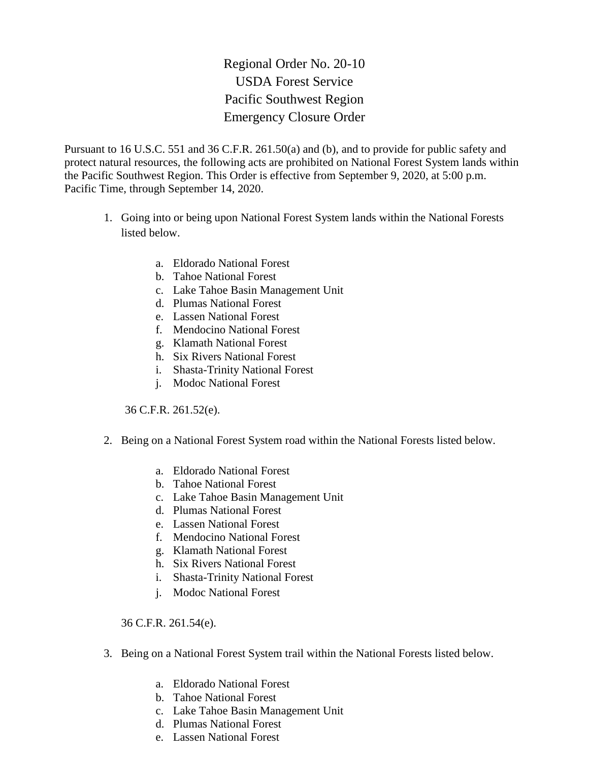# Regional Order No. 20-10
# USDA Forest Service
# Pacific Southwest Region
# Emergency Closure Order

Pursuant to 16 U.S.C. 551 and 36 C.F.R. 261.50(a) and (b), and to provide for public safety and protect natural resources, the following acts are prohibited on National Forest System lands within the Pacific Southwest Region. This Order is effective from September 9, 2020, at 5:00 p.m. Pacific Time, through September 14, 2020.

1. Going into or being upon National Forest System lands within the National Forests listed below.

    a. Eldorado National Forest
    b. Tahoe National Forest
    c. Lake Tahoe Basin Management Unit
    d. Plumas National Forest
    e. Lassen National Forest
    f. Mendocino National Forest
    g. Klamath National Forest
    h. Six Rivers National Forest
    i. Shasta-Trinity National Forest
    j. Modoc National Forest

    36 C.F.R. 261.52(e).

2. Being on a National Forest System road within the National Forests listed below.

    a. Eldorado National Forest
    b. Tahoe National Forest
    c. Lake Tahoe Basin Management Unit
    d. Plumas National Forest
    e. Lassen National Forest
    f. Mendocino National Forest
    g. Klamath National Forest
    h. Six Rivers National Forest
    i. Shasta-Trinity National Forest
    j. Modoc National Forest

    36 C.F.R. 261.54(e).

3. Being on a National Forest System trail within the National Forests listed below.

    a. Eldorado National Forest
    b. Tahoe National Forest
    c. Lake Tahoe Basin Management Unit
    d. Plumas National Forest
    e. Lassen National Forest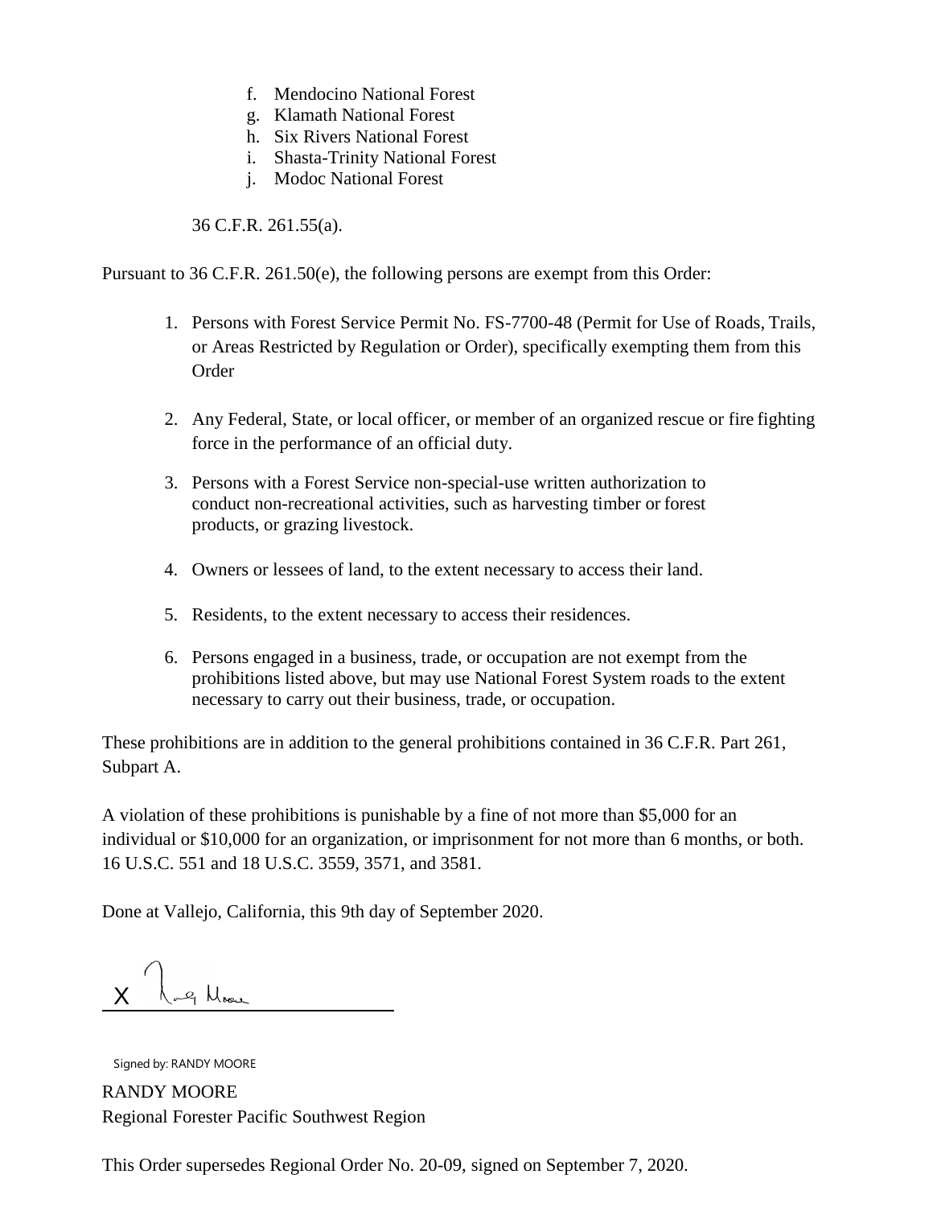f. Mendocino National Forest
g. Klamath National Forest
h. Six Rivers National Forest
i. Shasta-Trinity National Forest
j. Modoc National Forest

36 C.F.R. 261.55(a).

Pursuant to 36 C.F.R. 261.50(e), the following persons are exempt from this Order:

1. Persons with Forest Service Permit No. FS-7700-48 (Permit for Use of Roads, Trails, or Areas Restricted by Regulation or Order), specifically exempting them from this Order

2. Any Federal, State, or local officer, or member of an organized rescue or fire fighting force in the performance of an official duty.

3. Persons with a Forest Service non-special-use written authorization to conduct non-recreational activities, such as harvesting timber or forest products, or grazing livestock.

4. Owners or lessees of land, to the extent necessary to access their land.

5. Residents, to the extent necessary to access their residences.

6. Persons engaged in a business, trade, or occupation are not exempt from the prohibitions listed above, but may use National Forest System roads to the extent necessary to carry out their business, trade, or occupation.

These prohibitions are in addition to the general prohibitions contained in 36 C.F.R. Part 261, Subpart A.

A violation of these prohibitions is punishable by a fine of not more than $5,000 for an individual or $10,000 for an organization, or imprisonment for not more than 6 months, or both. 16 U.S.C. 551 and 18 U.S.C. 3559, 3571, and 3581.

Done at Vallejo, California, this 9th day of September 2020.

X

Signed by: RANDY MOORE

RANDY MOORE
Regional Forester Pacific Southwest Region

This Order supersedes Regional Order No. 20-09, signed on September 7, 2020.